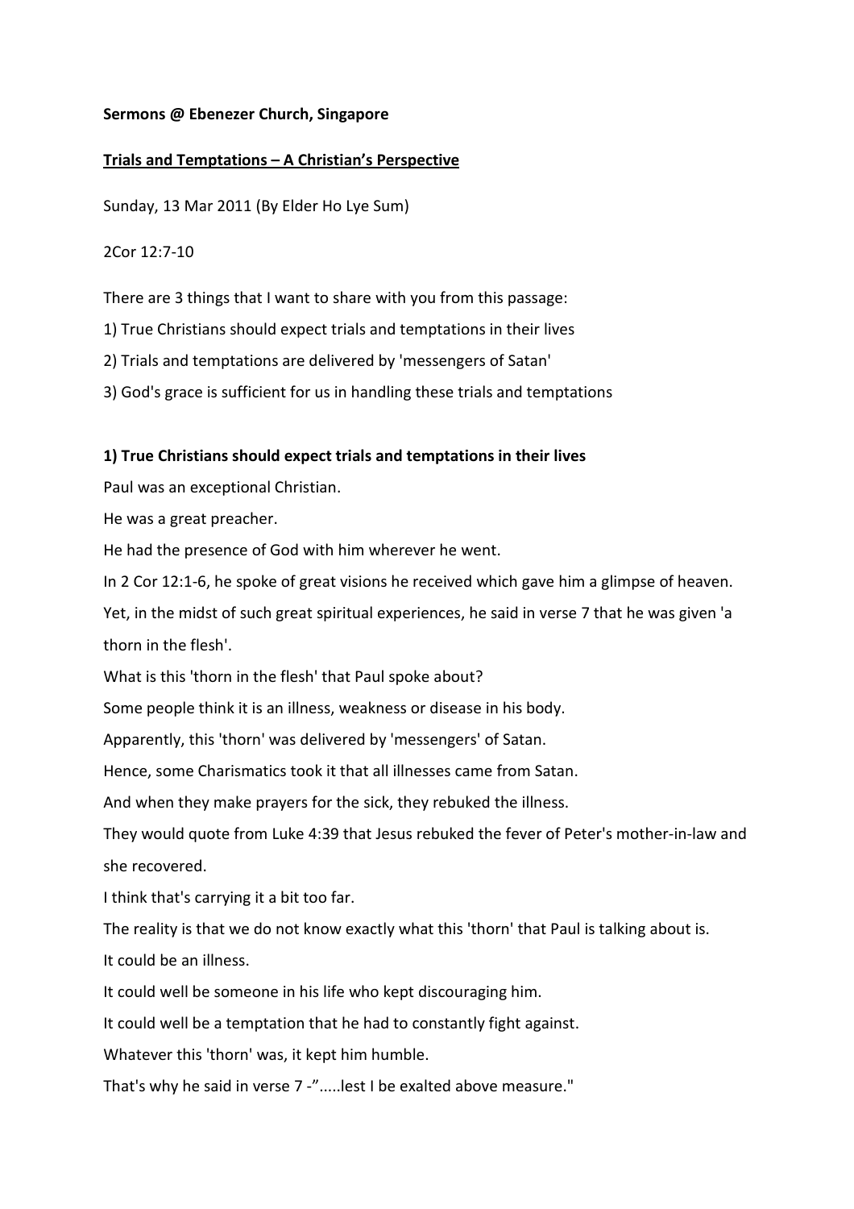**Sermons @ Ebenezer Church, Singapore**

**Trials and Temptations – A Christian's Perspective**

Sunday, 13 Mar 2011 (By Elder Ho Lye Sum)

2Cor 12:7-10

There are 3 things that I want to share with you from this passage:

1) True Christians should expect trials and temptations in their lives

2) Trials and temptations are delivered by 'messengers of Satan'

3) God's grace is sufficient for us in handling these trials and temptations

**1) True Christians should expect trials and temptations in their lives**

Paul was an exceptional Christian.

He was a great preacher.

He had the presence of God with him wherever he went.

In 2 Cor 12:1-6, he spoke of great visions he received which gave him a glimpse of heaven.

Yet, in the midst of such great spiritual experiences, he said in verse 7 that he was given 'a thorn in the flesh'.

What is this 'thorn in the flesh' that Paul spoke about?

Some people think it is an illness, weakness or disease in his body.

Apparently, this 'thorn' was delivered by 'messengers' of Satan.

Hence, some Charismatics took it that all illnesses came from Satan.

And when they make prayers for the sick, they rebuked the illness.

They would quote from Luke 4:39 that Jesus rebuked the fever of Peter's mother-in-law and she recovered.

I think that's carrying it a bit too far.

The reality is that we do not know exactly what this 'thorn' that Paul is talking about is.

It could be an illness.

It could well be someone in his life who kept discouraging him.

It could well be a temptation that he had to constantly fight against.

Whatever this 'thorn' was, it kept him humble.

That's why he said in verse 7 -".....lest I be exalted above measure."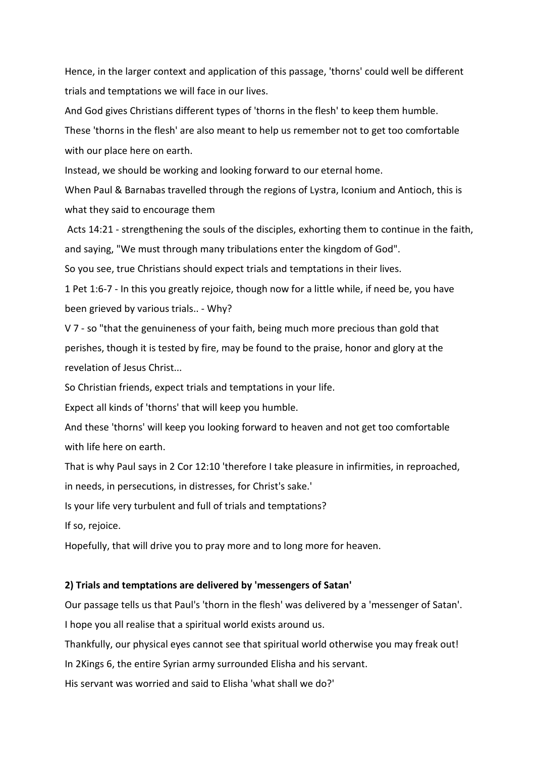Hence, in the larger context and application of this passage, 'thorns' could well be different trials and temptations we will face in our lives.

And God gives Christians different types of 'thorns in the flesh' to keep them humble.

These 'thorns in the flesh' are also meant to help us remember not to get too comfortable with our place here on earth.

Instead, we should be working and looking forward to our eternal home.

When Paul & Barnabas travelled through the regions of Lystra, Iconium and Antioch, this is what they said to encourage them

Acts 14:21 - strengthening the souls of the disciples, exhorting them to continue in the faith, and saying, "We must through many tribulations enter the kingdom of God".

So you see, true Christians should expect trials and temptations in their lives.

1 Pet 1:6-7 - In this you greatly rejoice, though now for a little while, if need be, you have been grieved by various trials.. - Why?

V 7 - so "that the genuineness of your faith, being much more precious than gold that perishes, though it is tested by fire, may be found to the praise, honor and glory at the revelation of Jesus Christ...

So Christian friends, expect trials and temptations in your life.

Expect all kinds of 'thorns' that will keep you humble.

And these 'thorns' will keep you looking forward to heaven and not get too comfortable with life here on earth.

That is why Paul says in 2 Cor 12:10 'therefore I take pleasure in infirmities, in reproached, in needs, in persecutions, in distresses, for Christ's sake.'

Is your life very turbulent and full of trials and temptations?

If so, rejoice.

Hopefully, that will drive you to pray more and to long more for heaven.

**2) Trials and temptations are delivered by 'messengers of Satan'**

Our passage tells us that Paul's 'thorn in the flesh' was delivered by a 'messenger of Satan'.

I hope you all realise that a spiritual world exists around us.

Thankfully, our physical eyes cannot see that spiritual world otherwise you may freak out!

In 2Kings 6, the entire Syrian army surrounded Elisha and his servant.

His servant was worried and said to Elisha 'what shall we do?'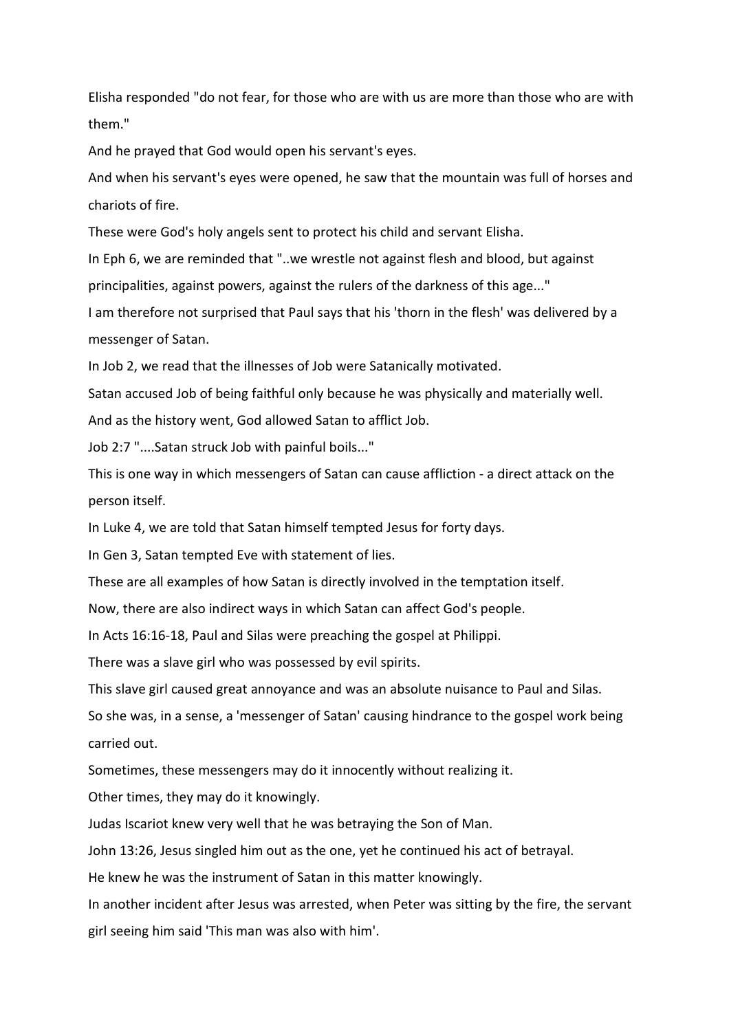Elisha responded "do not fear, for those who are with us are more than those who are with them."

And he prayed that God would open his servant's eyes.

And when his servant's eyes were opened, he saw that the mountain was full of horses and chariots of fire.

These were God's holy angels sent to protect his child and servant Elisha.

In Eph 6, we are reminded that "..we wrestle not against flesh and blood, but against principalities, against powers, against the rulers of the darkness of this age..."

I am therefore not surprised that Paul says that his 'thorn in the flesh' was delivered by a messenger of Satan.

In Job 2, we read that the illnesses of Job were Satanically motivated.

Satan accused Job of being faithful only because he was physically and materially well.

And as the history went, God allowed Satan to afflict Job.

Job 2:7 "....Satan struck Job with painful boils..."

This is one way in which messengers of Satan can cause affliction - a direct attack on the person itself.

In Luke 4, we are told that Satan himself tempted Jesus for forty days.

In Gen 3, Satan tempted Eve with statement of lies.

These are all examples of how Satan is directly involved in the temptation itself.

Now, there are also indirect ways in which Satan can affect God's people.

In Acts 16:16-18, Paul and Silas were preaching the gospel at Philippi.

There was a slave girl who was possessed by evil spirits.

This slave girl caused great annoyance and was an absolute nuisance to Paul and Silas.

So she was, in a sense, a 'messenger of Satan' causing hindrance to the gospel work being carried out.

Sometimes, these messengers may do it innocently without realizing it.

Other times, they may do it knowingly.

Judas Iscariot knew very well that he was betraying the Son of Man.

John 13:26, Jesus singled him out as the one, yet he continued his act of betrayal.

He knew he was the instrument of Satan in this matter knowingly.

In another incident after Jesus was arrested, when Peter was sitting by the fire, the servant girl seeing him said 'This man was also with him'.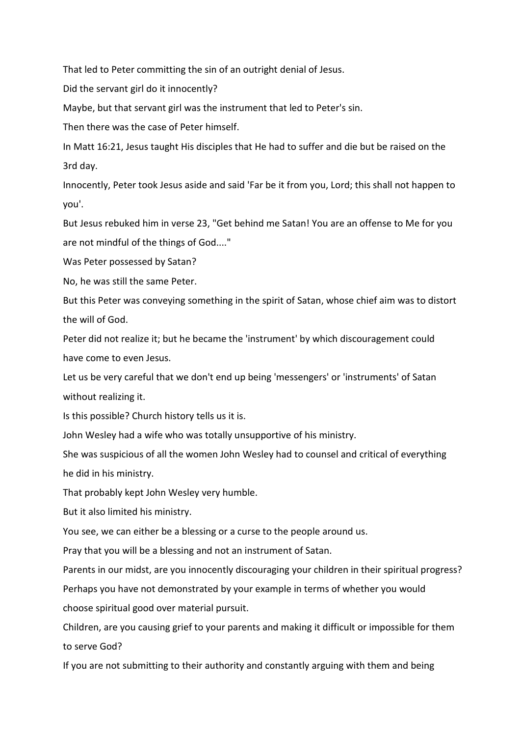That led to Peter committing the sin of an outright denial of Jesus.

Did the servant girl do it innocently?

Maybe, but that servant girl was the instrument that led to Peter's sin.

Then there was the case of Peter himself.

In Matt 16:21, Jesus taught His disciples that He had to suffer and die but be raised on the 3rd day.

Innocently, Peter took Jesus aside and said 'Far be it from you, Lord; this shall not happen to you'.

But Jesus rebuked him in verse 23, "Get behind me Satan! You are an offense to Me for you are not mindful of the things of God...."

Was Peter possessed by Satan?

No, he was still the same Peter.

But this Peter was conveying something in the spirit of Satan, whose chief aim was to distort the will of God.

Peter did not realize it; but he became the 'instrument' by which discouragement could have come to even Jesus.

Let us be very careful that we don't end up being 'messengers' or 'instruments' of Satan without realizing it.

Is this possible? Church history tells us it is.

John Wesley had a wife who was totally unsupportive of his ministry.

She was suspicious of all the women John Wesley had to counsel and critical of everything he did in his ministry.

That probably kept John Wesley very humble.

But it also limited his ministry.

You see, we can either be a blessing or a curse to the people around us.

Pray that you will be a blessing and not an instrument of Satan.

Parents in our midst, are you innocently discouraging your children in their spiritual progress?

Perhaps you have not demonstrated by your example in terms of whether you would choose spiritual good over material pursuit.

Children, are you causing grief to your parents and making it difficult or impossible for them to serve God?

If you are not submitting to their authority and constantly arguing with them and being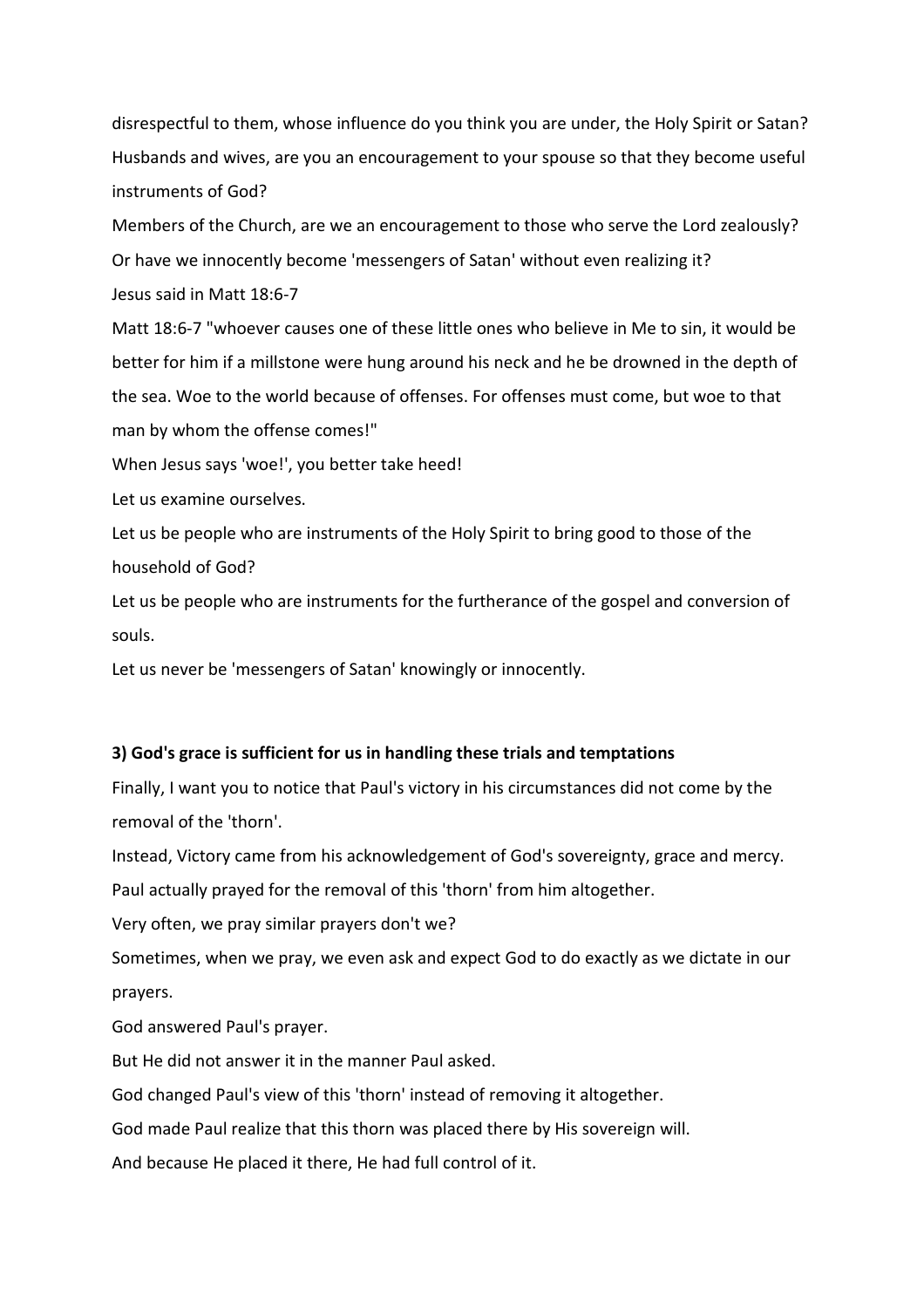disrespectful to them, whose influence do you think you are under, the Holy Spirit or Satan?

Husbands and wives, are you an encouragement to your spouse so that they become useful instruments of God?

Members of the Church, are we an encouragement to those who serve the Lord zealously?

Or have we innocently become 'messengers of Satan' without even realizing it?

Jesus said in Matt 18:6-7

Matt 18:6-7 "whoever causes one of these little ones who believe in Me to sin, it would be better for him if a millstone were hung around his neck and he be drowned in the depth of the sea. Woe to the world because of offenses. For offenses must come, but woe to that man by whom the offense comes!"

When Jesus says 'woe!', you better take heed!

Let us examine ourselves.

Let us be people who are instruments of the Holy Spirit to bring good to those of the household of God?

Let us be people who are instruments for the furtherance of the gospel and conversion of souls.

Let us never be 'messengers of Satan' knowingly or innocently.

**3) God's grace is sufficient for us in handling these trials and temptations**

Finally, I want you to notice that Paul's victory in his circumstances did not come by the removal of the 'thorn'.

Instead, Victory came from his acknowledgement of God's sovereignty, grace and mercy.

Paul actually prayed for the removal of this 'thorn' from him altogether.

Very often, we pray similar prayers don't we?

Sometimes, when we pray, we even ask and expect God to do exactly as we dictate in our prayers.

God answered Paul's prayer.

But He did not answer it in the manner Paul asked.

God changed Paul's view of this 'thorn' instead of removing it altogether.

God made Paul realize that this thorn was placed there by His sovereign will.

And because He placed it there, He had full control of it.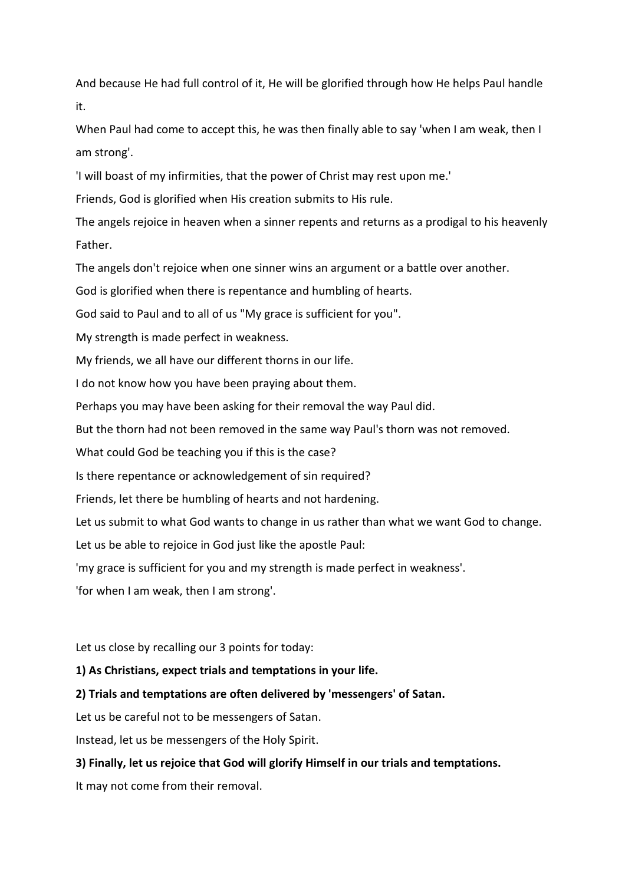And because He had full control of it, He will be glorified through how He helps Paul handle it.

When Paul had come to accept this, he was then finally able to say 'when I am weak, then I am strong'.

'I will boast of my infirmities, that the power of Christ may rest upon me.'

Friends, God is glorified when His creation submits to His rule.

The angels rejoice in heaven when a sinner repents and returns as a prodigal to his heavenly Father.

The angels don't rejoice when one sinner wins an argument or a battle over another.

God is glorified when there is repentance and humbling of hearts.

God said to Paul and to all of us "My grace is sufficient for you".

My strength is made perfect in weakness.

My friends, we all have our different thorns in our life.

I do not know how you have been praying about them.

Perhaps you may have been asking for their removal the way Paul did.

But the thorn had not been removed in the same way Paul's thorn was not removed.

What could God be teaching you if this is the case?

Is there repentance or acknowledgement of sin required?

Friends, let there be humbling of hearts and not hardening.

Let us submit to what God wants to change in us rather than what we want God to change.

Let us be able to rejoice in God just like the apostle Paul:

'my grace is sufficient for you and my strength is made perfect in weakness'.

'for when I am weak, then I am strong'.

Let us close by recalling our 3 points for today:

**1) As Christians, expect trials and temptations in your life.**

**2) Trials and temptations are often delivered by 'messengers' of Satan.**

Let us be careful not to be messengers of Satan.

Instead, let us be messengers of the Holy Spirit.

**3) Finally, let us rejoice that God will glorify Himself in our trials and temptations.**

It may not come from their removal.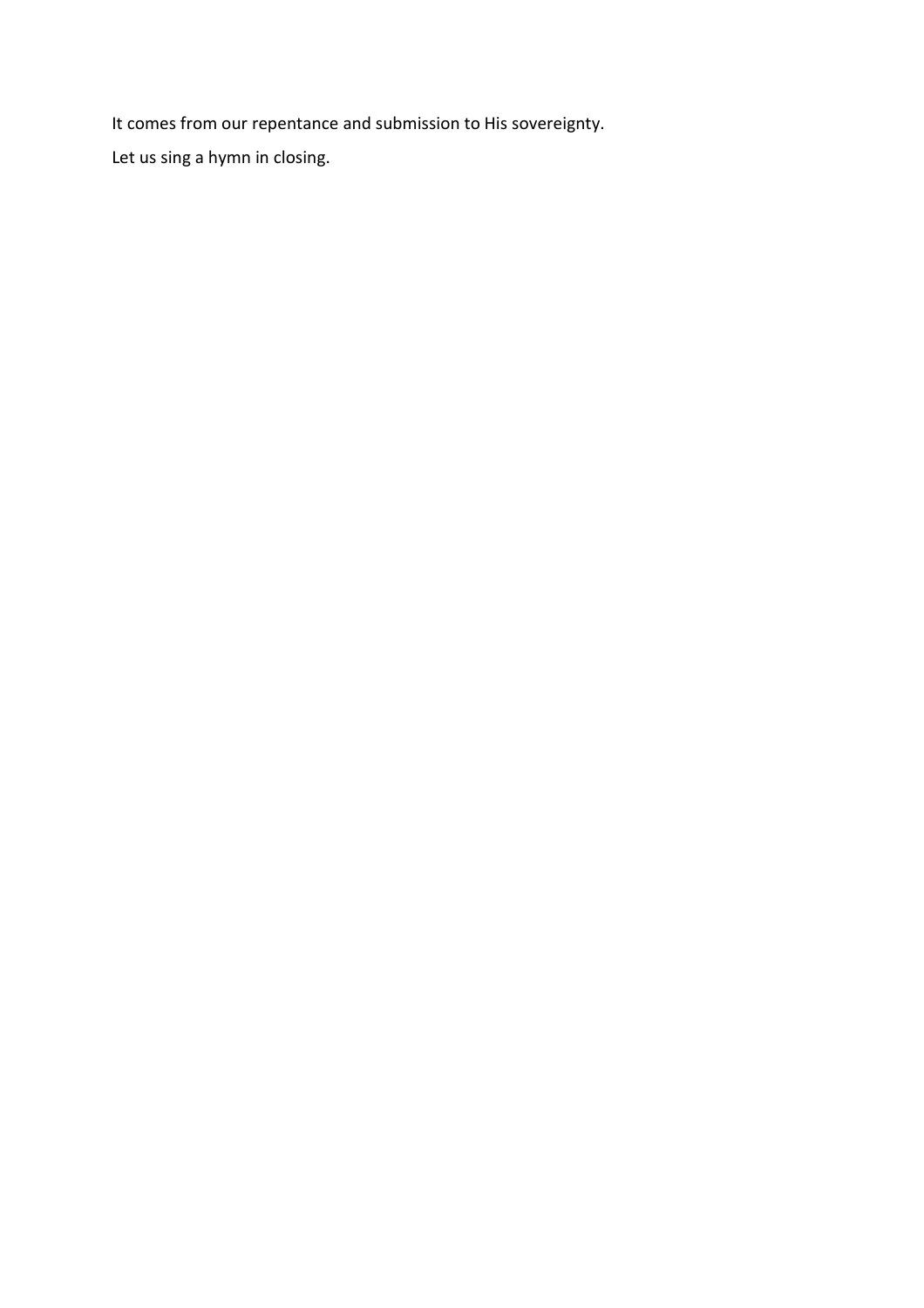It comes from our repentance and submission to His sovereignty.

Let us sing a hymn in closing.